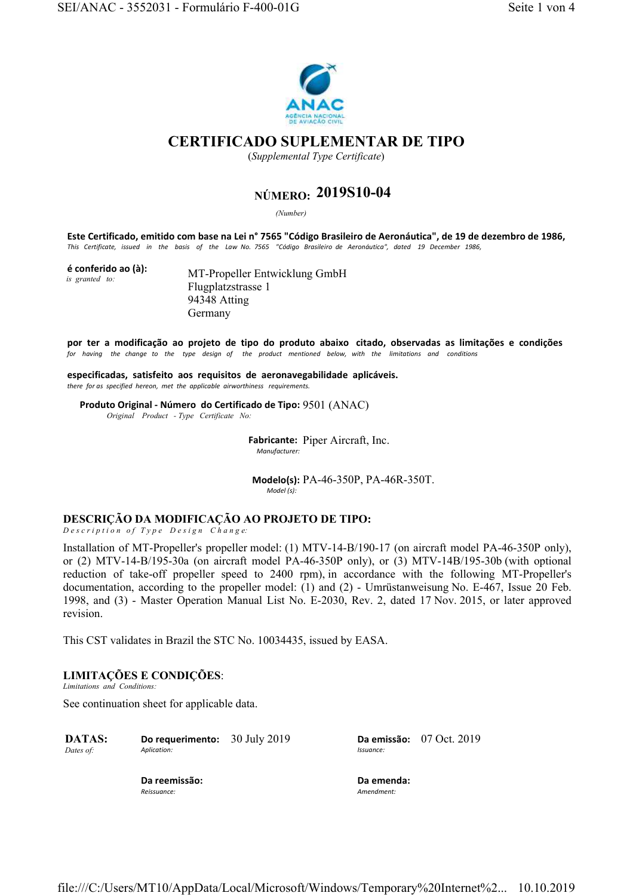ANAC
AGÊNCIA NACIONAL DE AVIAÇÃO CIVIL

# CERTIFICADO SUPLEMENTAR DE TIPO

(*Supplemental Type Certificate*)

## NÚMERO: 2019S10-04

*(Number)*

**Este Certificado, emitido com base na Lei n° 7565 "Código Brasileiro de Aeronáutica", de 19 de dezembro de 1986,**
*This Certificate, issued in the basis of the Law No. 7565 "Código Brasileiro de Aeronáutica", dated 19 December 1986,*

**é conferido ao (à):**
*is granted to:*

MT-Propeller Entwicklung GmbH
Flugplatzstrasse 1
94348 Atting
Germany

**por ter a modificação ao projeto de tipo do produto abaixo citado, observadas as limitações e condições**
*for having the change to the type design of the product mentioned below, with the limitations and conditions*

**especificadas, satisfeito aos requisitos de aeronavegabilidade aplicáveis.**
*there for as specified hereon, met the applicable airworthiness requirements.*

**Produto Original - Número do Certificado de Tipo:** 9501 (ANAC)
*Original Product - Type Certificate No:*

**Fabricante:** Piper Aircraft, Inc.
*Manufacturer:*

**Modelo(s):** PA-46-350P, PA-46R-350T.
*Model (s):*

## DESCRIÇÃO DA MODIFICAÇÃO AO PROJETO DE TIPO:

*Description of Type Design Change:*

Installation of MT-Propeller's propeller model: (1) MTV-14-B/190-17 (on aircraft model PA-46-350P only), or (2) MTV-14-B/195-30a (on aircraft model PA-46-350P only), or (3) MTV-14B/195-30b (with optional reduction of take-off propeller speed to 2400 rpm), in accordance with the following MT-Propeller's documentation, according to the propeller model: (1) and (2) - Umrüstanweisung No. E-467, Issue 20 Feb. 1998, and (3) - Master Operation Manual List No. E-2030, Rev. 2, dated 17 Nov. 2015, or later approved revision.

This CST validates in Brazil the STC No. 10034435, issued by EASA.

## LIMITAÇÕES E CONDIÇÕES:

*Limitations and Conditions:*

See continuation sheet for applicable data.

**DATAS:** *Dates of:*

| | | | |
|---|---|---|---|
| **Do requerimento:** *Aplication:* | 30 July 2019 | **Da emissão:** *Issuance:* | 07 Oct. 2019 |
| **Da reemissão:** *Reissuance:* | | **Da emenda:** *Amendment:* | |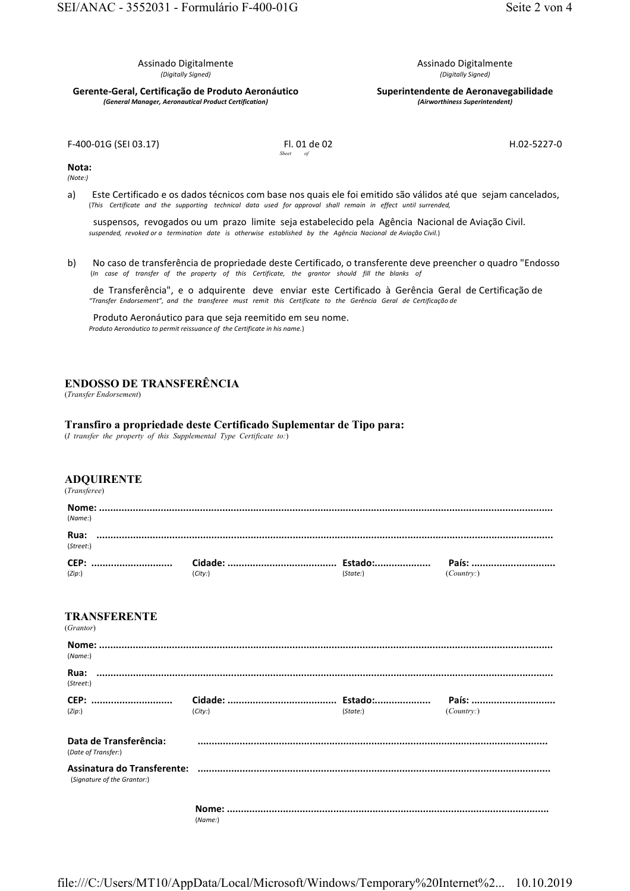| Assinado Digitalmente *(Digitally Signed)* | Assinado Digitalmente *(Digitally Signed)* |
|---|---|
| **Gerente-Geral, Certificação de Produto Aeronáutico** ***(General Manager, Aeronautical Product Certification)*** | **Superintendente de Aeronavegabilidade** ***(Airworthiness Superintendent)*** |

F-400-01G (SEI 03.17) | Fl. 01 de 02 (*Sheet of*) | H.02-5227-0

**Nota:**
*(Note:)*

a) Este Certificado e os dados técnicos com base nos quais ele foi emitido são válidos até que sejam cancelados, suspensos, revogados ou um prazo limite seja estabelecido pela Agência Nacional de Aviação Civil.
(*This Certificate and the supporting technical data used for approval shall remain in effect until surrended, suspended, revoked or a termination date is otherwise established by the Agência Nacional de Aviação Civil.*)

b) No caso de transferência de propriedade deste Certificado, o transferente deve preencher o quadro "Endosso de Transferência", e o adquirente deve enviar este Certificado à Gerência Geral de Certificação de Produto Aeronáutico para que seja reemitido em seu nome.
(*In case of transfer of the property of this Certificate, the grantor should fill the blanks of "Transfer Endorsement", and the transferee must remit this Certificate to the Gerência Geral de Certificação de Produto Aeronáutico to permit reissuance of the Certificate in his name.*)

## ENDOSSO DE TRANSFERÊNCIA
(*Transfer Endorsement*)

**Transfiro a propriedade deste Certificado Suplementar de Tipo para:**
(*I transfer the property of this Supplemental Type Certificate to:*)

### ADQUIRENTE
(*Transferee*)

**Nome:** ........................................................................................................................................
(*Name:*)

**Rua:** ........................................................................................................................................
(*Street:*)

**CEP:** ............................ (*Zip:*) **Cidade:** ...................................... (*City:*) **Estado:**.................... (*State:*) **País:** ............................ (*Country:*)

### TRANSFERENTE
(*Grantor*)

**Nome:** ........................................................................................................................................
(*Name:*)

**Rua:** ........................................................................................................................................
(*Street:*)

**CEP:** ............................ (*Zip:*) **Cidade:** ...................................... (*City:*) **Estado:**.................... (*State:*) **País:** ............................ (*Country:*)

**Data de Transferência:** ........................................................................................................................
(*Date of Transfer:*)

**Assinatura do Transferente:** ........................................................................................................................
(*Signature of the Grantor:*)

**Nome:** ........................................................................................................................
(*Name:*)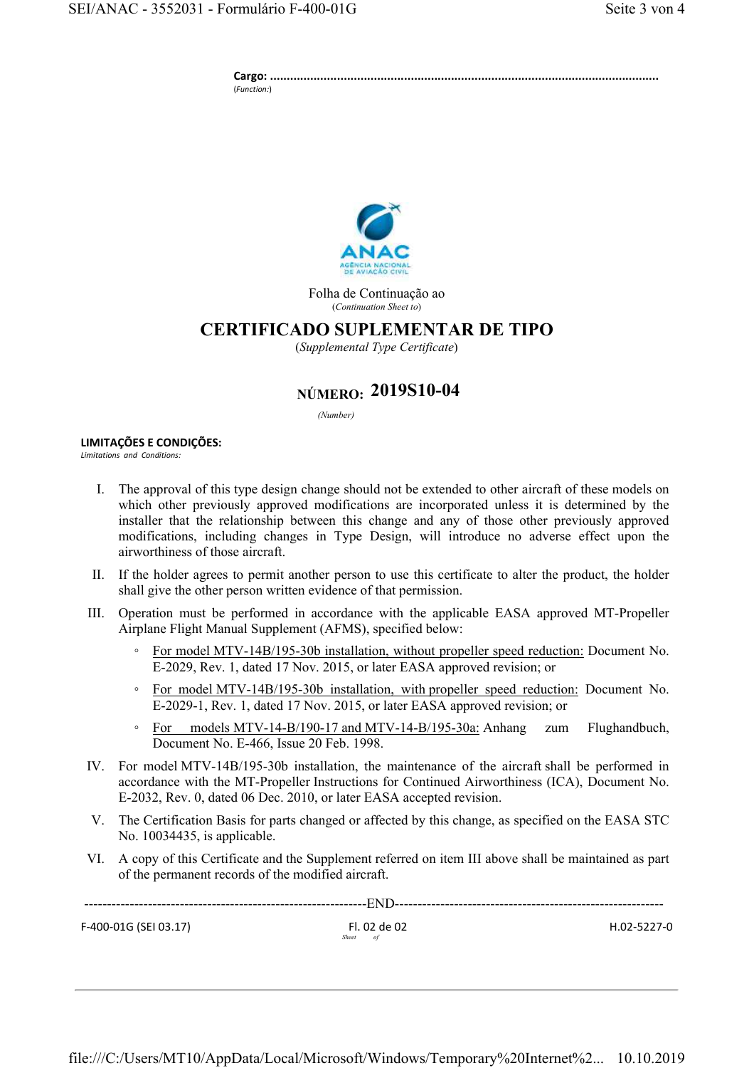**Cargo:** ..................................................................................................................
(*Function:*)

ANAC
AGÊNCIA NACIONAL DE AVIAÇÃO CIVIL

Folha de Continuação ao
(*Continuation Sheet to*)

# CERTIFICADO SUPLEMENTAR DE TIPO

(*Supplemental Type Certificate*)

**NÚMERO: 2019S10-04**
(*Number*)

**LIMITAÇÕES E CONDIÇÕES:**
*Limitations and Conditions:*

I. The approval of this type design change should not be extended to other aircraft of these models on which other previously approved modifications are incorporated unless it is determined by the installer that the relationship between this change and any of those other previously approved modifications, including changes in Type Design, will introduce no adverse effect upon the airworthiness of those aircraft.

II. If the holder agrees to permit another person to use this certificate to alter the product, the holder shall give the other person written evidence of that permission.

III. Operation must be performed in accordance with the applicable EASA approved MT-Propeller Airplane Flight Manual Supplement (AFMS), specified below:

- For model MTV-14B/195-30b installation, without propeller speed reduction: Document No. E-2029, Rev. 1, dated 17 Nov. 2015, or later EASA approved revision; or
- For model MTV-14B/195-30b installation, with propeller speed reduction: Document No. E-2029-1, Rev. 1, dated 17 Nov. 2015, or later EASA approved revision; or
- For models MTV-14-B/190-17 and MTV-14-B/195-30a: Anhang zum Flughandbuch, Document No. E-466, Issue 20 Feb. 1998.

IV. For model MTV-14B/195-30b installation, the maintenance of the aircraft shall be performed in accordance with the MT-Propeller Instructions for Continued Airworthiness (ICA), Document No. E-2032, Rev. 0, dated 06 Dec. 2010, or later EASA accepted revision.

V. The Certification Basis for parts changed or affected by this change, as specified on the EASA STC No. 10034435, is applicable.

VI. A copy of this Certificate and the Supplement referred on item III above shall be maintained as part of the permanent records of the modified aircraft.

---------------------------------------------------------------END---------------------------------------------------------------

F-400-01G (SEI 03.17) | Fl. 02 de 02 (*Sheet of*) | H.02-5227-0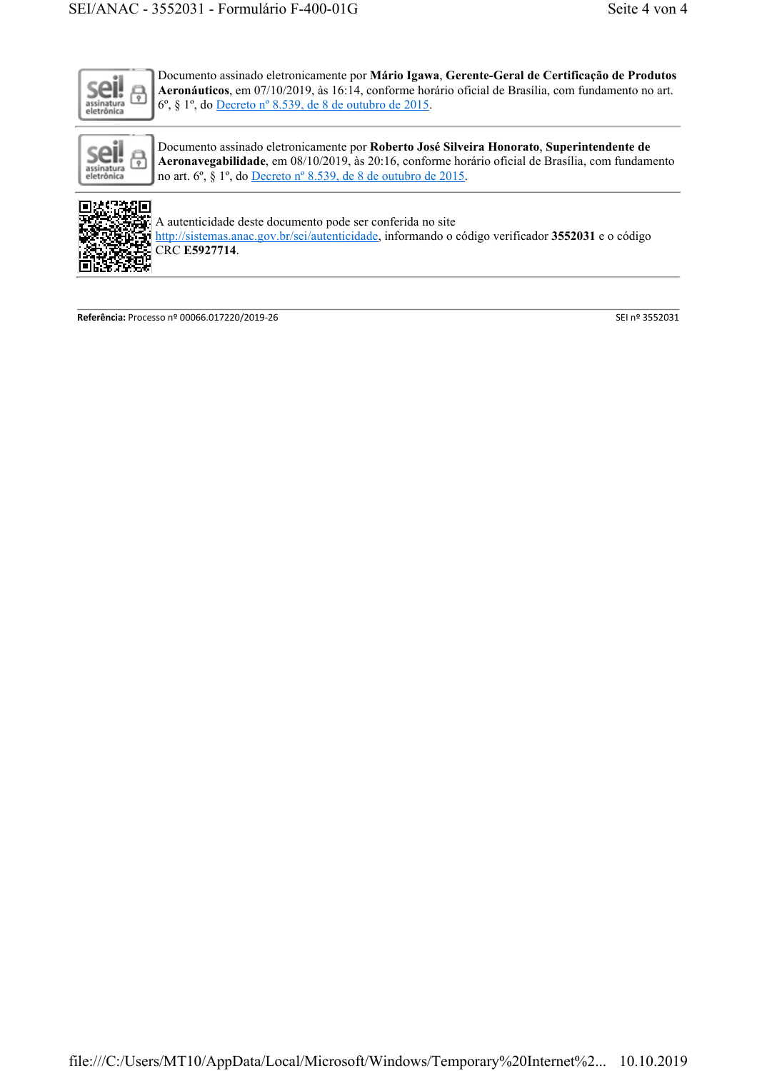Documento assinado eletronicamente por **Mário Igawa**, **Gerente-Geral de Certificação de Produtos Aeronáuticos**, em 07/10/2019, às 16:14, conforme horário oficial de Brasília, com fundamento no art. 6º, § 1º, do Decreto nº 8.539, de 8 de outubro de 2015.

Documento assinado eletronicamente por **Roberto José Silveira Honorato**, **Superintendente de Aeronavegabilidade**, em 08/10/2019, às 20:16, conforme horário oficial de Brasília, com fundamento no art. 6º, § 1º, do Decreto nº 8.539, de 8 de outubro de 2015.

A autenticidade deste documento pode ser conferida no site http://sistemas.anac.gov.br/sei/autenticidade, informando o código verificador **3552031** e o código CRC **E5927714**.

**Referência:** Processo nº 00066.017220/2019-26 SEI nº 3552031